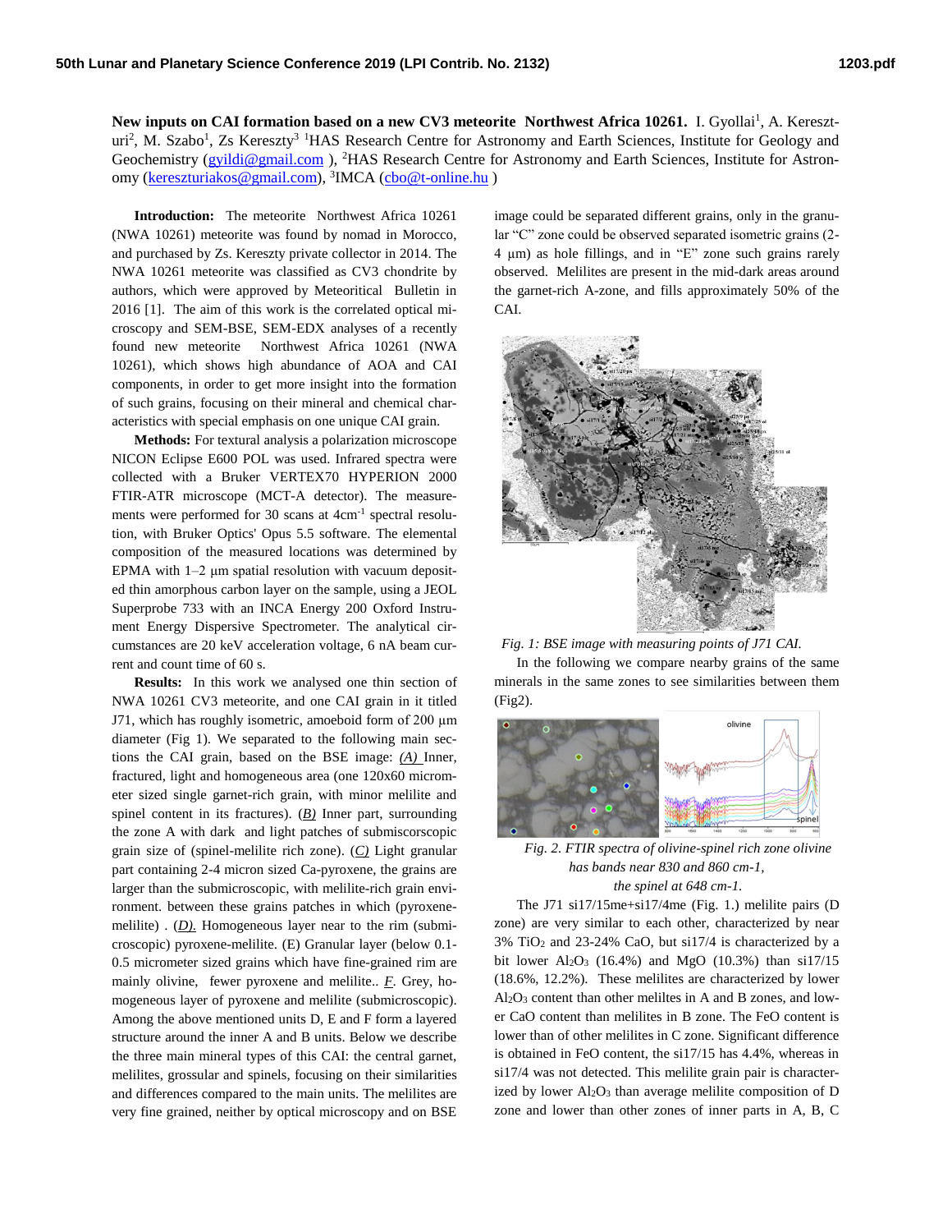**New inputs on CAI formation based on a new CV3 meteorite Northwest Africa 10261.** I. Gyollai[1], A. Kereszturi[2], M. Szabo[1], Zs Kereszty[3] [1]HAS Research Centre for Astronomy and Earth Sciences, Institute for Geology and Geochemistry (gyildi@gmail.com ), [2]HAS Research Centre for Astronomy and Earth Sciences, Institute for Astronomy (kereszturiakos@gmail.com), [3]IMCA (cbo@t-online.hu )

**Introduction:** The meteorite Northwest Africa 10261 (NWA 10261) meteorite was found by nomad in Morocco, and purchased by Zs. Kereszty private collector in 2014. The NWA 10261 meteorite was classified as CV3 chondrite by authors, which were approved by Meteoritical Bulletin in 2016 [1]. The aim of this work is the correlated optical microscopy and SEM-BSE, SEM-EDX analyses of a recently found new meteorite Northwest Africa 10261 (NWA 10261), which shows high abundance of AOA and CAI components, in order to get more insight into the formation of such grains, focusing on their mineral and chemical characteristics with special emphasis on one unique CAI grain.

**Methods:** For textural analysis a polarization microscope NICON Eclipse E600 POL was used. Infrared spectra were collected with a Bruker VERTEX70 HYPERION 2000 FTIR-ATR microscope (MCT-A detector). The measurements were performed for 30 scans at 4cm$^{-1}$ spectral resolution, with Bruker Optics' Opus 5.5 software. The elemental composition of the measured locations was determined by EPMA with 1–2 μm spatial resolution with vacuum deposited thin amorphous carbon layer on the sample, using a JEOL Superprobe 733 with an INCA Energy 200 Oxford Instrument Energy Dispersive Spectrometer. The analytical circumstances are 20 keV acceleration voltage, 6 nA beam current and count time of 60 s.

**Results:** In this work we analysed one thin section of NWA 10261 CV3 meteorite, and one CAI grain in it titled J71, which has roughly isometric, amoeboid form of 200 μm diameter (Fig 1). We separated to the following main sections the CAI grain, based on the BSE image: *(A)* Inner, fractured, light and homogeneous area (one 120x60 micrometer sized single garnet-rich grain, with minor melilite and spinel content in its fractures). *(B)* Inner part, surrounding the zone A with dark and light patches of submiscorscopic grain size of (spinel-melilite rich zone). *(C)* Light granular part containing 2-4 micron sized Ca-pyroxene, the grains are larger than the submicroscopic, with melilite-rich grain environment. between these grains patches in which (pyroxene-melilite) . *(D).* Homogeneous layer near to the rim (submicroscopic) pyroxene-melilite. (E) Granular layer (below 0.1-0.5 micrometer sized grains which have fine-grained rim are mainly olivine, fewer pyroxene and melilite.. *F*. Grey, homogeneous layer of pyroxene and melilite (submicroscopic). Among the above mentioned units D, E and F form a layered structure around the inner A and B units. Below we describe the three main mineral types of this CAI: the central garnet, melilites, grossular and spinels, focusing on their similarities and differences compared to the main units. The melilites are very fine grained, neither by optical microscopy and on BSE image could be separated different grains, only in the granular "C" zone could be observed separated isometric grains (2-4 μm) as hole fillings, and in "E" zone such grains rarely observed. Melilites are present in the mid-dark areas around the garnet-rich A-zone, and fills approximately 50% of the CAI.

*Fig. 1: BSE image with measuring points of J71 CAI.*

In the following we compare nearby grains of the same minerals in the same zones to see similarities between them (Fig2).

*Fig. 2. FTIR spectra of olivine-spinel rich zone olivine has bands near 830 and 860 cm-1, the spinel at 648 cm-1.*

The J71 si17/15me+si17/4me (Fig. 1.) melilite pairs (D zone) are very similar to each other, containing near 3% $TiO_2$ and 23-24% CaO, but si17/4 is characterized by a bit lower $Al_2O_3$ (16.4%) and MgO (10.3%) than si17/15 (18.6%, 12.2%). These melilites are characterized by lower $Al_2O_3$ content than other melilites in A and B zones, and lower CaO content than melilites in B zone. The FeO content is lower than of other melilites in C zone. Significant difference is obtained in FeO content, the si17/15 has 4.4%, whereas in si17/4 was not detected. This melilite grain pair is characterized by lower $Al_2O_3$ than average melilite composition of D zone and lower than other zones of inner parts in A, B, C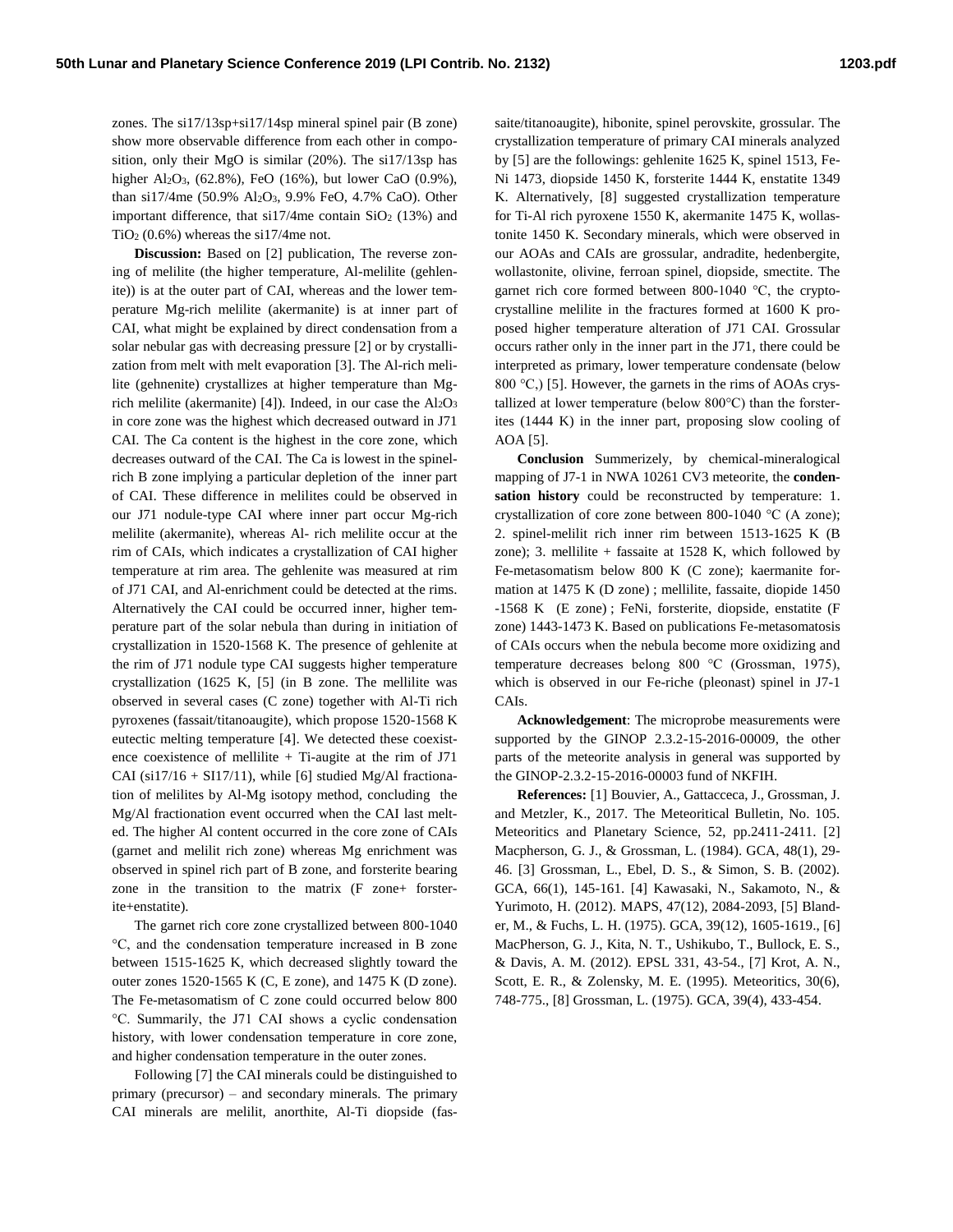zones. The si17/13sp+si17/14sp mineral spinel pair (B zone) show more observable difference from each other in composition, only their MgO is similar (20%). The si17/13sp has higher $Al_2O_3$, (62.8%), FeO (16%), but lower CaO (0.9%), than si17/4me (50.9% $Al_2O_3$, 9.9% FeO, 4.7% CaO). Other important difference, that si17/4me contain $SiO_2$ (13%) and $TiO_2$ (0.6%) whereas the si17/4me not.

**Discussion:** Based on [2] publication, The reverse zoning of melilite (the higher temperature, Al-melilite (gehlenite)) is at the outer part of CAI, whereas and the lower temperature Mg-rich melilite (akermanite) is at inner part of CAI, what might be explained by direct condensation from a solar nebular gas with decreasing pressure [2] or by crystallization from melt with melt evaporation [3]. The Al-rich melilite (gehnenite) crystallizes at higher temperature than Mg-rich melilite (akermanite) [4]). Indeed, in our case the $Al_2O_3$ in core zone was the highest which decreased outward in J71 CAI. The Ca content is the highest in the core zone, which decreases outward of the CAI. The Ca is lowest in the spinel-rich B zone implying a particular depletion of the inner part of CAI. These difference in melilites could be observed in our J71 nodule-type CAI where inner part occur Mg-rich melilite (akermanite), whereas Al- rich melilite occur at the rim of CAIs, which indicates a crystallization of CAI higher temperature at rim area. The gehlenite was measured at rim of J71 CAI, and Al-enrichment could be detected at the rims. Alternatively the CAI could be occurred inner, higher temperature part of the solar nebula than during in initiation of crystallization in 1520-1568 K. The presence of gehlenite at the rim of J71 nodule type CAI suggests higher temperature crystallization (1625 K, [5] (in B zone. The mellilite was observed in several cases (C zone) together with Al-Ti rich pyroxenes (fassait/titanoaugite), which propose 1520-1568 K eutectic melting temperature [4]. We detected these coexistence coexistence of mellilite + Ti-augite at the rim of J71 CAI (si17/16 + SI17/11), while [6] studied Mg/Al fractionation of melilites by Al-Mg isotopy method, concluding the Mg/Al fractionation event occurred when the CAI last melted. The higher Al content occurred in the core zone of CAIs (garnet and melilit rich zone) whereas Mg enrichment was observed in spinel rich part of B zone, and forsterite bearing zone in the transition to the matrix (F zone+ forsterite+enstatite).

The garnet rich core zone crystallized between 800-1040 °C, and the condensation temperature increased in B zone between 1515-1625 K, which decreased slightly toward the outer zones 1520-1565 K (C, E zone), and 1475 K (D zone). The Fe-metasomatism of C zone could occurred below 800 °C. Summarily, the J71 CAI shows a cyclic condensation history, with lower condensation temperature in core zone, and higher condensation temperature in the outer zones.

Following [7] the CAI minerals could be distinguished to primary (precursor) – and secondary minerals. The primary CAI minerals are melilit, anorthite, Al-Ti diopside (fassaite/titanoaugite), hibonite, spinel perovskite, grossular. The crystallization temperature of primary CAI minerals analyzed by [5] are the followings: gehlenite 1625 K, spinel 1513, Fe-Ni 1473, diopside 1450 K, forsterite 1444 K, enstatite 1349 K. Alternatively, [8] suggested crystallization temperature for Ti-Al rich pyroxene 1550 K, akermanite 1475 K, wollastonite 1450 K. Secondary minerals, which were observed in our AOAs and CAIs are grossular, andradite, hedenbergite, wollastonite, olivine, ferroan spinel, diopside, smectite. The garnet rich core formed between 800-1040 °C, the cryptocrystalline melilite in the fractures formed at 1600 K proposed higher temperature alteration of J71 CAI. Grossular occurs rather only in the inner part in the J71, there could be interpreted as primary, lower temperature condensate (below 800 °C,) [5]. However, the garnets in the rims of AOAs crystallized at lower temperature (below 800°C) than the forsterites (1444 K) in the inner part, proposing slow cooling of AOA [5].

**Conclusion** Summerizely, by chemical-mineralogical mapping of J7-1 in NWA 10261 CV3 meteorite, the **condensation history** could be reconstructed by temperature: 1. crystallization of core zone between 800-1040 °C (A zone); 2. spinel-melilit rich inner rim between 1513-1625 K (B zone); 3. mellilite + fassaite at 1528 K, which followed by Fe-metasomatism below 800 K (C zone); kaermanite formation at 1475 K (D zone) ; mellilite, fassaite, diopide 1450 -1568 K (E zone) ; FeNi, forsterite, diopside, enstatite (F zone) 1443-1473 K. Based on publications Fe-metasomatosis of CAIs occurs when the nebula become more oxidizing and temperature decreases belong 800 °C (Grossman, 1975), which is observed in our Fe-riche (pleonast) spinel in J7-1 CAIs.

**Acknowledgement**: The microprobe measurements were supported by the GINOP 2.3.2-15-2016-00009, the other parts of the meteorite analysis in general was supported by the GINOP-2.3.2-15-2016-00003 fund of NKFIH.

**References:** [1] Bouvier, A., Gattacceca, J., Grossman, J. and Metzler, K., 2017. The Meteoritical Bulletin, No. 105. Meteoritics and Planetary Science, 52, pp.2411-2411. [2] Macpherson, G. J., & Grossman, L. (1984). GCA, 48(1), 29-46. [3] Grossman, L., Ebel, D. S., & Simon, S. B. (2002). GCA, 66(1), 145-161. [4] Kawasaki, N., Sakamoto, N., & Yurimoto, H. (2012). MAPS, 47(12), 2084-2093, [5] Blander, M., & Fuchs, L. H. (1975). GCA, 39(12), 1605-1619., [6] MacPherson, G. J., Kita, N. T., Ushikubo, T., Bullock, E. S., & Davis, A. M. (2012). EPSL 331, 43-54., [7] Krot, A. N., Scott, E. R., & Zolensky, M. E. (1995). Meteoritics, 30(6), 748-775., [8] Grossman, L. (1975). GCA, 39(4), 433-454.